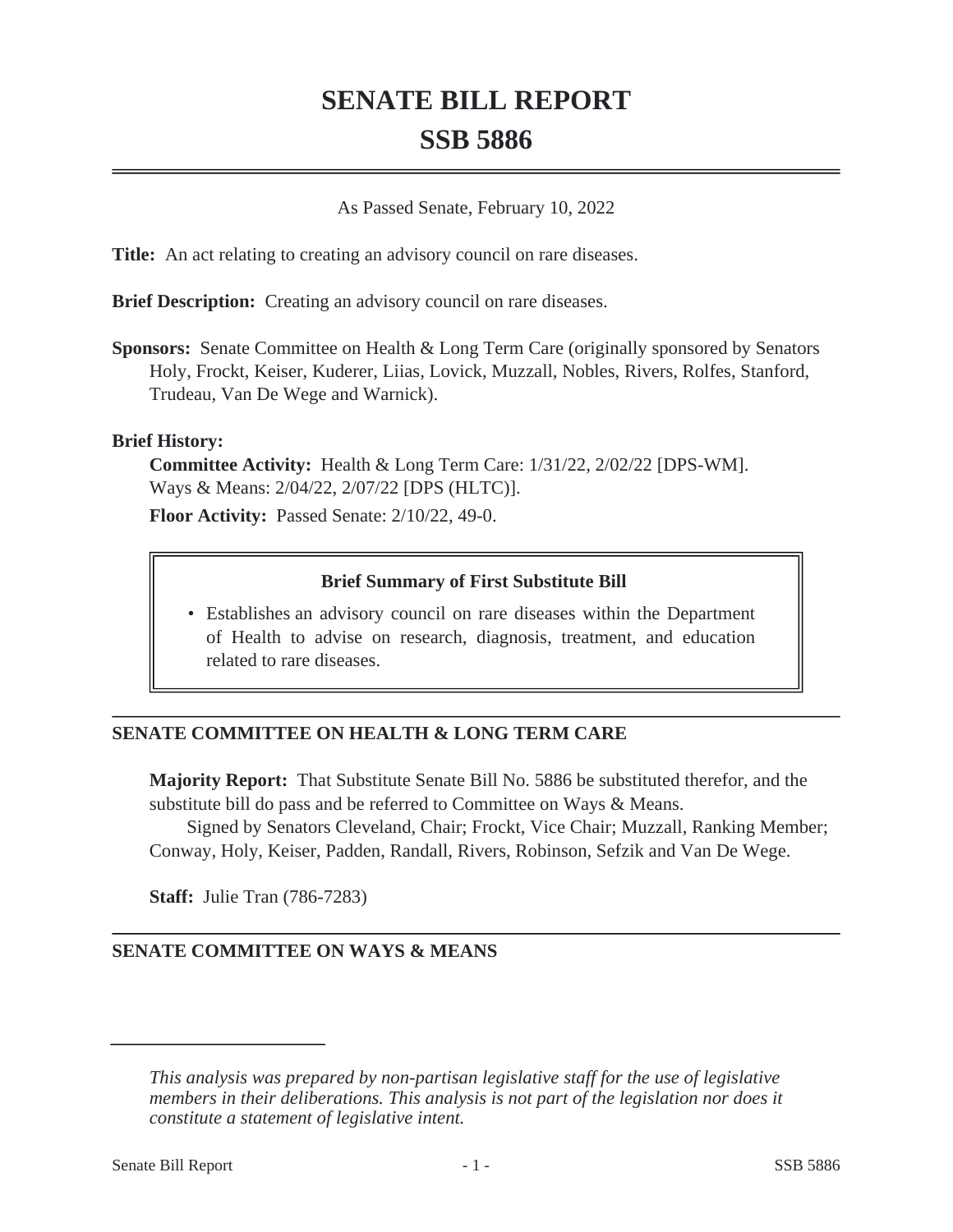# SENATE BILL REPORT
# SSB 5886

As Passed Senate, February 10, 2022

**Title:** An act relating to creating an advisory council on rare diseases.

**Brief Description:** Creating an advisory council on rare diseases.

**Sponsors:** Senate Committee on Health & Long Term Care (originally sponsored by Senators Holy, Frockt, Keiser, Kuderer, Liias, Lovick, Muzzall, Nobles, Rivers, Rolfes, Stanford, Trudeau, Van De Wege and Warnick).

**Brief History:**

**Committee Activity:** Health & Long Term Care: 1/31/22, 2/02/22 [DPS-WM]. Ways & Means: 2/04/22, 2/07/22 [DPS (HLTC)].

**Floor Activity:** Passed Senate: 2/10/22, 49-0.

> **Brief Summary of First Substitute Bill**
>
> - Establishes an advisory council on rare diseases within the Department of Health to advise on research, diagnosis, treatment, and education related to rare diseases.

## SENATE COMMITTEE ON HEALTH & LONG TERM CARE

**Majority Report:** That Substitute Senate Bill No. 5886 be substituted therefor, and the substitute bill do pass and be referred to Committee on Ways & Means.

Signed by Senators Cleveland, Chair; Frockt, Vice Chair; Muzzall, Ranking Member; Conway, Holy, Keiser, Padden, Randall, Rivers, Robinson, Sefzik and Van De Wege.

**Staff:** Julie Tran (786-7283)

## SENATE COMMITTEE ON WAYS & MEANS

---

*This analysis was prepared by non-partisan legislative staff for the use of legislative members in their deliberations. This analysis is not part of the legislation nor does it constitute a statement of legislative intent.*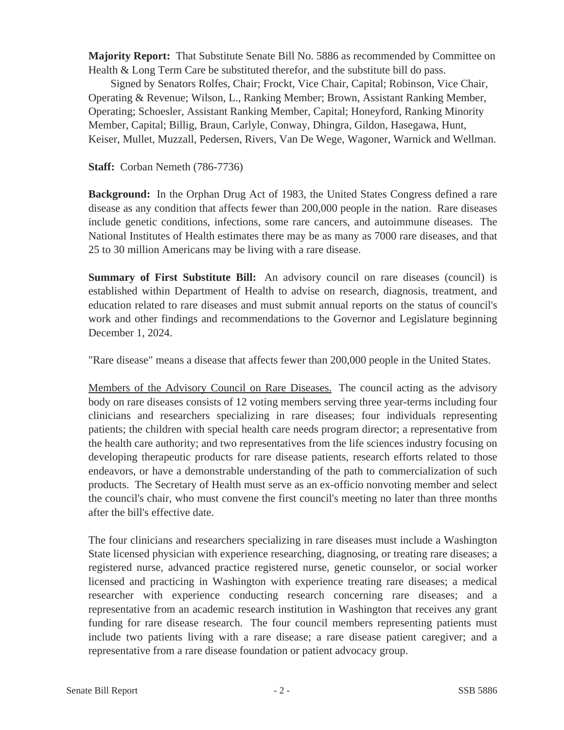**Majority Report:** That Substitute Senate Bill No. 5886 as recommended by Committee on Health & Long Term Care be substituted therefor, and the substitute bill do pass.

Signed by Senators Rolfes, Chair; Frockt, Vice Chair, Capital; Robinson, Vice Chair, Operating & Revenue; Wilson, L., Ranking Member; Brown, Assistant Ranking Member, Operating; Schoesler, Assistant Ranking Member, Capital; Honeyford, Ranking Minority Member, Capital; Billig, Braun, Carlyle, Conway, Dhingra, Gildon, Hasegawa, Hunt, Keiser, Mullet, Muzzall, Pedersen, Rivers, Van De Wege, Wagoner, Warnick and Wellman.

**Staff:** Corban Nemeth (786-7736)

**Background:** In the Orphan Drug Act of 1983, the United States Congress defined a rare disease as any condition that affects fewer than 200,000 people in the nation. Rare diseases include genetic conditions, infections, some rare cancers, and autoimmune diseases. The National Institutes of Health estimates there may be as many as 7000 rare diseases, and that 25 to 30 million Americans may be living with a rare disease.

**Summary of First Substitute Bill:** An advisory council on rare diseases (council) is established within Department of Health to advise on research, diagnosis, treatment, and education related to rare diseases and must submit annual reports on the status of council's work and other findings and recommendations to the Governor and Legislature beginning December 1, 2024.

"Rare disease" means a disease that affects fewer than 200,000 people in the United States.

Members of the Advisory Council on Rare Diseases. The council acting as the advisory body on rare diseases consists of 12 voting members serving three year-terms including four clinicians and researchers specializing in rare diseases; four individuals representing patients; the children with special health care needs program director; a representative from the health care authority; and two representatives from the life sciences industry focusing on developing therapeutic products for rare disease patients, research efforts related to those endeavors, or have a demonstrable understanding of the path to commercialization of such products. The Secretary of Health must serve as an ex-officio nonvoting member and select the council's chair, who must convene the first council's meeting no later than three months after the bill's effective date.

The four clinicians and researchers specializing in rare diseases must include a Washington State licensed physician with experience researching, diagnosing, or treating rare diseases; a registered nurse, advanced practice registered nurse, genetic counselor, or social worker licensed and practicing in Washington with experience treating rare diseases; a medical researcher with experience conducting research concerning rare diseases; and a representative from an academic research institution in Washington that receives any grant funding for rare disease research. The four council members representing patients must include two patients living with a rare disease; a rare disease patient caregiver; and a representative from a rare disease foundation or patient advocacy group.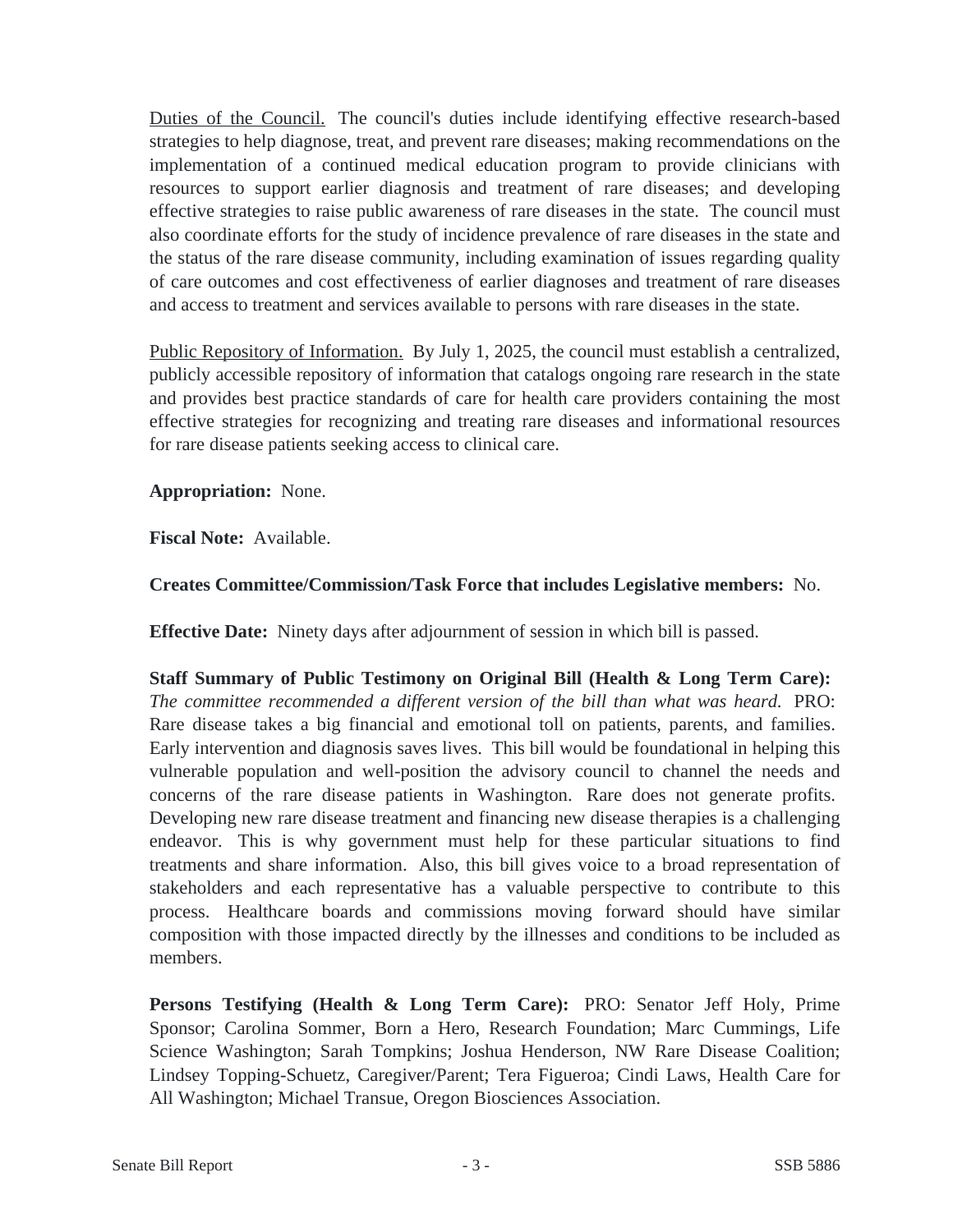Duties of the Council. The council's duties include identifying effective research-based strategies to help diagnose, treat, and prevent rare diseases; making recommendations on the implementation of a continued medical education program to provide clinicians with resources to support earlier diagnosis and treatment of rare diseases; and developing effective strategies to raise public awareness of rare diseases in the state. The council must also coordinate efforts for the study of incidence prevalence of rare diseases in the state and the status of the rare disease community, including examination of issues regarding quality of care outcomes and cost effectiveness of earlier diagnoses and treatment of rare diseases and access to treatment and services available to persons with rare diseases in the state.

Public Repository of Information. By July 1, 2025, the council must establish a centralized, publicly accessible repository of information that catalogs ongoing rare research in the state and provides best practice standards of care for health care providers containing the most effective strategies for recognizing and treating rare diseases and informational resources for rare disease patients seeking access to clinical care.

**Appropriation:** None.

**Fiscal Note:** Available.

**Creates Committee/Commission/Task Force that includes Legislative members:** No.

**Effective Date:** Ninety days after adjournment of session in which bill is passed.

**Staff Summary of Public Testimony on Original Bill (Health & Long Term Care):** *The committee recommended a different version of the bill than what was heard.* PRO: Rare disease takes a big financial and emotional toll on patients, parents, and families. Early intervention and diagnosis saves lives. This bill would be foundational in helping this vulnerable population and well-position the advisory council to channel the needs and concerns of the rare disease patients in Washington. Rare does not generate profits. Developing new rare disease treatment and financing new disease therapies is a challenging endeavor. This is why government must help for these particular situations to find treatments and share information. Also, this bill gives voice to a broad representation of stakeholders and each representative has a valuable perspective to contribute to this process. Healthcare boards and commissions moving forward should have similar composition with those impacted directly by the illnesses and conditions to be included as members.

**Persons Testifying (Health & Long Term Care):** PRO: Senator Jeff Holy, Prime Sponsor; Carolina Sommer, Born a Hero, Research Foundation; Marc Cummings, Life Science Washington; Sarah Tompkins; Joshua Henderson, NW Rare Disease Coalition; Lindsey Topping-Schuetz, Caregiver/Parent; Tera Figueroa; Cindi Laws, Health Care for All Washington; Michael Transue, Oregon Biosciences Association.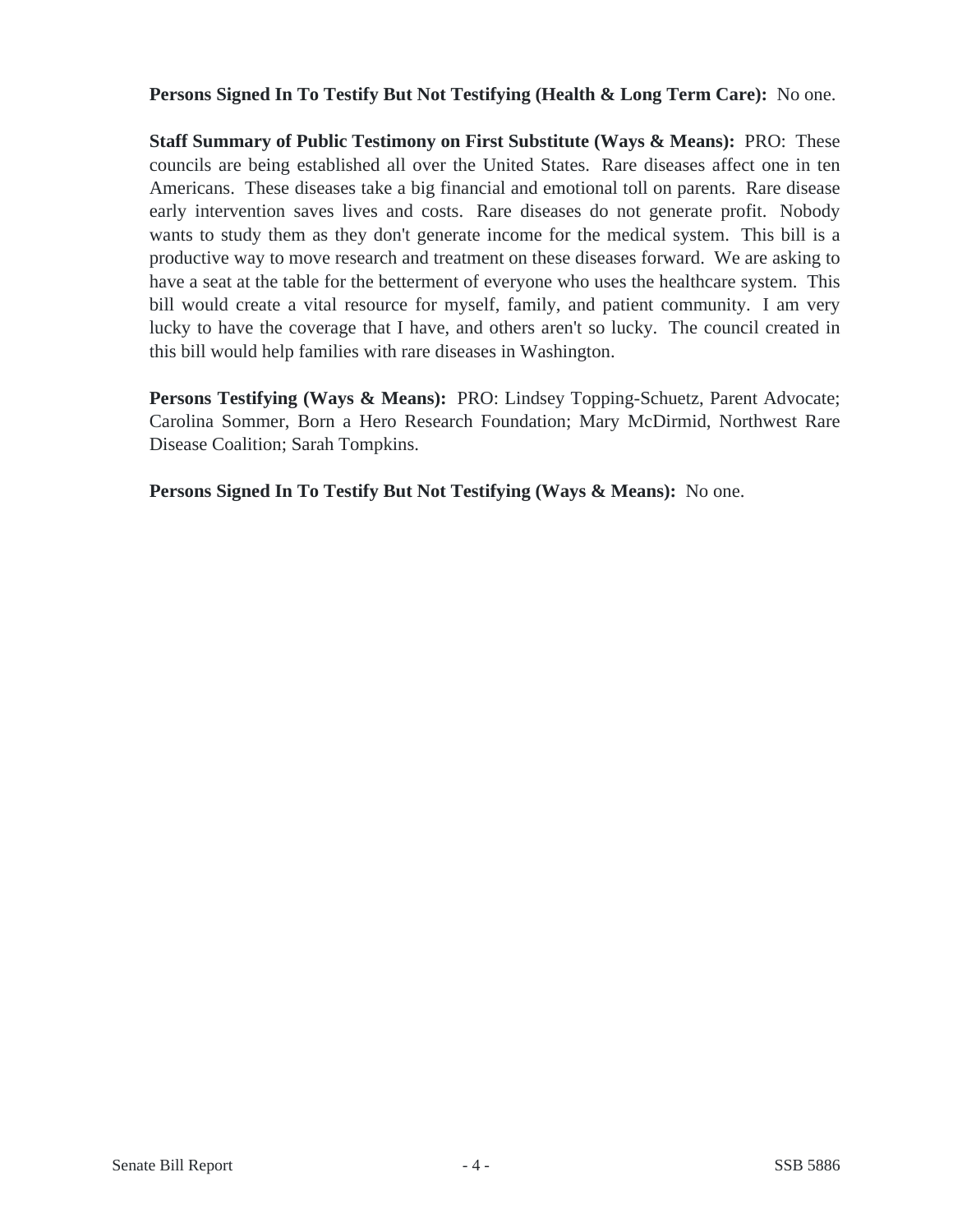**Persons Signed In To Testify But Not Testifying (Health & Long Term Care):** No one.

**Staff Summary of Public Testimony on First Substitute (Ways & Means):** PRO: These councils are being established all over the United States. Rare diseases affect one in ten Americans. These diseases take a big financial and emotional toll on parents. Rare disease early intervention saves lives and costs. Rare diseases do not generate profit. Nobody wants to study them as they don't generate income for the medical system. This bill is a productive way to move research and treatment on these diseases forward. We are asking to have a seat at the table for the betterment of everyone who uses the healthcare system. This bill would create a vital resource for myself, family, and patient community. I am very lucky to have the coverage that I have, and others aren't so lucky. The council created in this bill would help families with rare diseases in Washington.

**Persons Testifying (Ways & Means):** PRO: Lindsey Topping-Schuetz, Parent Advocate; Carolina Sommer, Born a Hero Research Foundation; Mary McDirmid, Northwest Rare Disease Coalition; Sarah Tompkins.

**Persons Signed In To Testify But Not Testifying (Ways & Means):** No one.